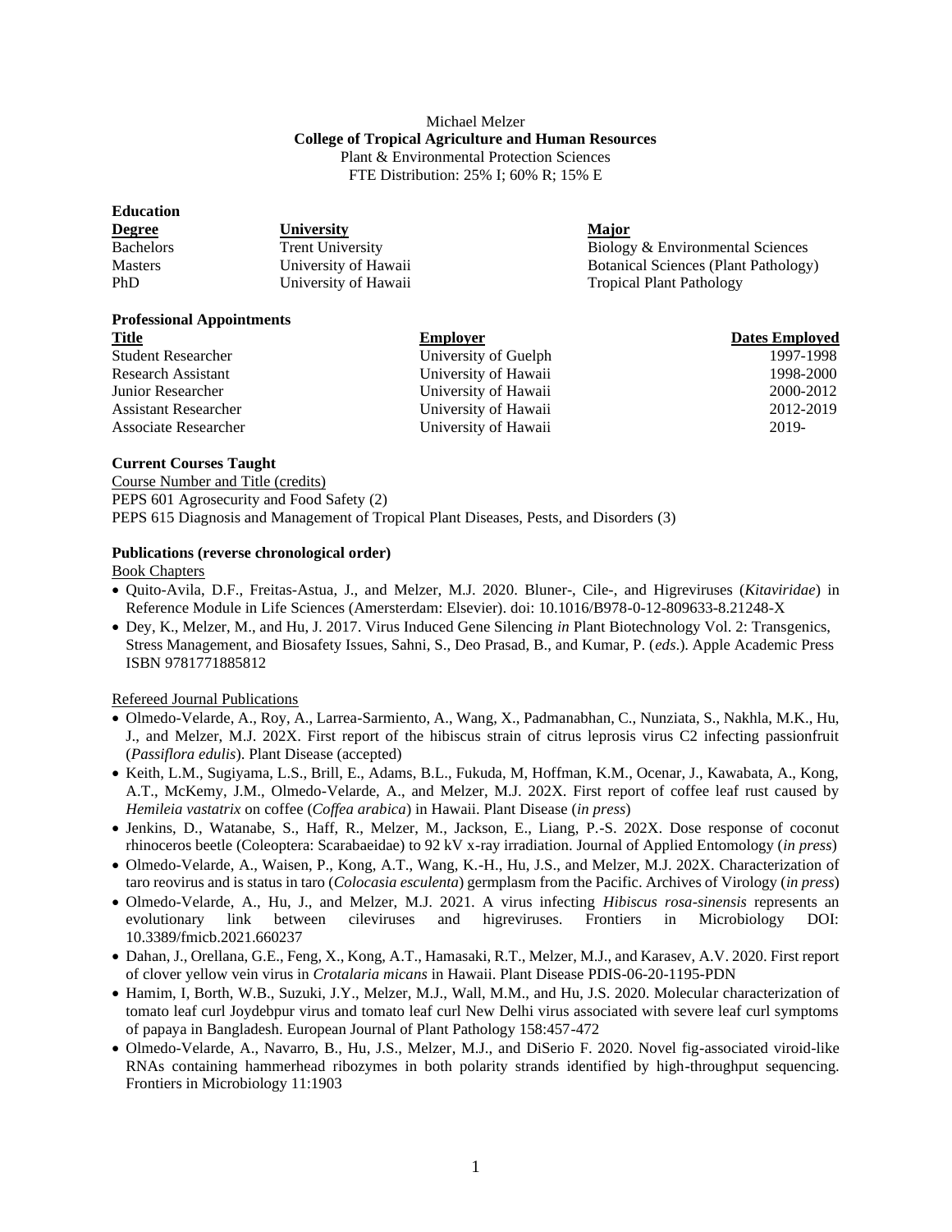Michael Melzer
**College of Tropical Agriculture and Human Resources**
Plant & Environmental Protection Sciences
FTE Distribution: 25% I; 60% R; 15% E

**Education**

| Degree | University | Major |
|---|---|---|
| Bachelors | Trent University | Biology & Environmental Sciences |
| Masters | University of Hawaii | Botanical Sciences (Plant Pathology) |
| PhD | University of Hawaii | Tropical Plant Pathology |

**Professional Appointments**

| Title | Employer | Dates Employed |
|---|---|---|
| Student Researcher | University of Guelph | 1997-1998 |
| Research Assistant | University of Hawaii | 1998-2000 |
| Junior Researcher | University of Hawaii | 2000-2012 |
| Assistant Researcher | University of Hawaii | 2012-2019 |
| Associate Researcher | University of Hawaii | 2019- |

**Current Courses Taught**

Course Number and Title (credits)
PEPS 601 Agrosecurity and Food Safety (2)
PEPS 615 Diagnosis and Management of Tropical Plant Diseases, Pests, and Disorders (3)

**Publications (reverse chronological order)**

Book Chapters

- Quito-Avila, D.F., Freitas-Astua, J., and Melzer, M.J. 2020. Bluner-, Cile-, and Higreviruses (*Kitaviridae*) in Reference Module in Life Sciences (Amersterdam: Elsevier). doi: 10.1016/B978-0-12-809633-8.21248-X
- Dey, K., Melzer, M., and Hu, J. 2017. Virus Induced Gene Silencing *in* Plant Biotechnology Vol. 2: Transgenics, Stress Management, and Biosafety Issues, Sahni, S., Deo Prasad, B., and Kumar, P. (*eds*.). Apple Academic Press ISBN 9781771885812

Refereed Journal Publications

- Olmedo-Velarde, A., Roy, A., Larrea-Sarmiento, A., Wang, X., Padmanabhan, C., Nunziata, S., Nakhla, M.K., Hu, J., and Melzer, M.J. 202X. First report of the hibiscus strain of citrus leprosis virus C2 infecting passionfruit (*Passiflora edulis*). Plant Disease (accepted)
- Keith, L.M., Sugiyama, L.S., Brill, E., Adams, B.L., Fukuda, M, Hoffman, K.M., Ocenar, J., Kawabata, A., Kong, A.T., McKemy, J.M., Olmedo-Velarde, A., and Melzer, M.J. 202X. First report of coffee leaf rust caused by *Hemileia vastatrix* on coffee (*Coffea arabica*) in Hawaii. Plant Disease (*in press*)
- Jenkins, D., Watanabe, S., Haff, R., Melzer, M., Jackson, E., Liang, P.-S. 202X. Dose response of coconut rhinoceros beetle (Coleoptera: Scarabaeidae) to 92 kV x-ray irradiation. Journal of Applied Entomology (*in press*)
- Olmedo-Velarde, A., Waisen, P., Kong, A.T., Wang, K.-H., Hu, J.S., and Melzer, M.J. 202X. Characterization of taro reovirus and is status in taro (*Colocasia esculenta*) germplasm from the Pacific. Archives of Virology (*in press*)
- Olmedo-Velarde, A., Hu, J., and Melzer, M.J. 2021. A virus infecting *Hibiscus rosa-sinensis* represents an evolutionary link between cileviruses and higreviruses. Frontiers in Microbiology DOI: 10.3389/fmicb.2021.660237
- Dahan, J., Orellana, G.E., Feng, X., Kong, A.T., Hamasaki, R.T., Melzer, M.J., and Karasev, A.V. 2020. First report of clover yellow vein virus in *Crotalaria micans* in Hawaii. Plant Disease PDIS-06-20-1195-PDN
- Hamim, I, Borth, W.B., Suzuki, J.Y., Melzer, M.J., Wall, M.M., and Hu, J.S. 2020. Molecular characterization of tomato leaf curl Joydebpur virus and tomato leaf curl New Delhi virus associated with severe leaf curl symptoms of papaya in Bangladesh. European Journal of Plant Pathology 158:457-472
- Olmedo-Velarde, A., Navarro, B., Hu, J.S., Melzer, M.J., and DiSerio F. 2020. Novel fig-associated viroid-like RNAs containing hammerhead ribozymes in both polarity strands identified by high-throughput sequencing. Frontiers in Microbiology 11:1903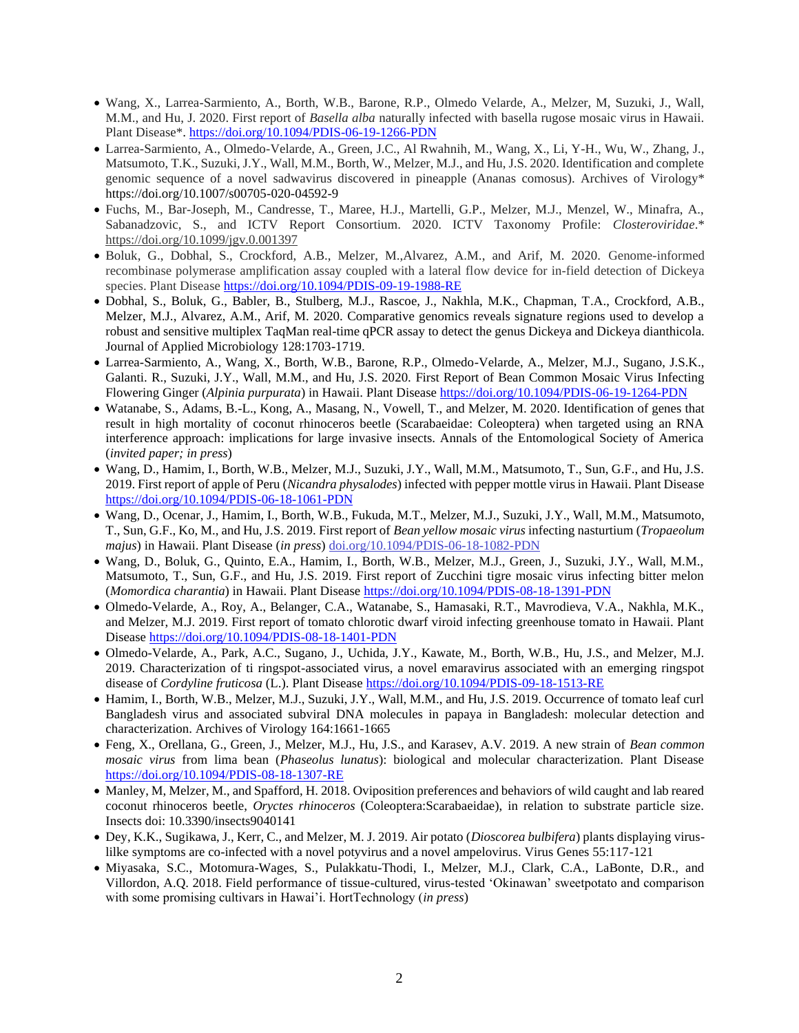- Wang, X., Larrea-Sarmiento, A., Borth, W.B., Barone, R.P., Olmedo Velarde, A., Melzer, M, Suzuki, J., Wall, M.M., and Hu, J. 2020. First report of *Basella alba* naturally infected with basella rugose mosaic virus in Hawaii. Plant Disease*. https://doi.org/10.1094/PDIS-06-19-1266-PDN
- Larrea-Sarmiento, A., Olmedo-Velarde, A., Green, J.C., Al Rwahnih, M., Wang, X., Li, Y-H., Wu, W., Zhang, J., Matsumoto, T.K., Suzuki, J.Y., Wall, M.M., Borth, W., Melzer, M.J., and Hu, J.S. 2020. Identification and complete genomic sequence of a novel sadwavirus discovered in pineapple (Ananas comosus). Archives of Virology* https://doi.org/10.1007/s00705-020-04592-9
- Fuchs, M., Bar-Joseph, M., Candresse, T., Maree, H.J., Martelli, G.P., Melzer, M.J., Menzel, W., Minafra, A., Sabanadzovic, S., and ICTV Report Consortium. 2020. ICTV Taxonomy Profile: *Closteroviridae*.* https://doi.org/10.1099/jgv.0.001397
- Boluk, G., Dobhal, S., Crockford, A.B., Melzer, M.,Alvarez, A.M., and Arif, M. 2020. Genome-informed recombinase polymerase amplification assay coupled with a lateral flow device for in-field detection of Dickeya species. Plant Disease https://doi.org/10.1094/PDIS-09-19-1988-RE
- Dobhal, S., Boluk, G., Babler, B., Stulberg, M.J., Rascoe, J., Nakhla, M.K., Chapman, T.A., Crockford, A.B., Melzer, M.J., Alvarez, A.M., Arif, M. 2020. Comparative genomics reveals signature regions used to develop a robust and sensitive multiplex TaqMan real-time qPCR assay to detect the genus Dickeya and Dickeya dianthicola. Journal of Applied Microbiology 128:1703-1719.
- Larrea-Sarmiento, A., Wang, X., Borth, W.B., Barone, R.P., Olmedo-Velarde, A., Melzer, M.J., Sugano, J.S.K., Galanti. R., Suzuki, J.Y., Wall, M.M., and Hu, J.S. 2020. First Report of Bean Common Mosaic Virus Infecting Flowering Ginger (*Alpinia purpurata*) in Hawaii. Plant Disease https://doi.org/10.1094/PDIS-06-19-1264-PDN
- Watanabe, S., Adams, B.-L., Kong, A., Masang, N., Vowell, T., and Melzer, M. 2020. Identification of genes that result in high mortality of coconut rhinoceros beetle (Scarabaeidae: Coleoptera) when targeted using an RNA interference approach: implications for large invasive insects. Annals of the Entomological Society of America (*invited paper; in press*)
- Wang, D., Hamim, I., Borth, W.B., Melzer, M.J., Suzuki, J.Y., Wall, M.M., Matsumoto, T., Sun, G.F., and Hu, J.S. 2019. First report of apple of Peru (*Nicandra physalodes*) infected with pepper mottle virus in Hawaii. Plant Disease https://doi.org/10.1094/PDIS-06-18-1061-PDN
- Wang, D., Ocenar, J., Hamim, I., Borth, W.B., Fukuda, M.T., Melzer, M.J., Suzuki, J.Y., Wall, M.M., Matsumoto, T., Sun, G.F., Ko, M., and Hu, J.S. 2019. First report of *Bean yellow mosaic virus* infecting nasturtium (*Tropaeolum majus*) in Hawaii. Plant Disease (*in press*) doi.org/10.1094/PDIS-06-18-1082-PDN
- Wang, D., Boluk, G., Quinto, E.A., Hamim, I., Borth, W.B., Melzer, M.J., Green, J., Suzuki, J.Y., Wall, M.M., Matsumoto, T., Sun, G.F., and Hu, J.S. 2019. First report of Zucchini tigre mosaic virus infecting bitter melon (*Momordica charantia*) in Hawaii. Plant Disease https://doi.org/10.1094/PDIS-08-18-1391-PDN
- Olmedo-Velarde, A., Roy, A., Belanger, C.A., Watanabe, S., Hamasaki, R.T., Mavrodieva, V.A., Nakhla, M.K., and Melzer, M.J. 2019. First report of tomato chlorotic dwarf viroid infecting greenhouse tomato in Hawaii. Plant Disease https://doi.org/10.1094/PDIS-08-18-1401-PDN
- Olmedo-Velarde, A., Park, A.C., Sugano, J., Uchida, J.Y., Kawate, M., Borth, W.B., Hu, J.S., and Melzer, M.J. 2019. Characterization of ti ringspot-associated virus, a novel emaravirus associated with an emerging ringspot disease of *Cordyline fruticosa* (L.). Plant Disease https://doi.org/10.1094/PDIS-09-18-1513-RE
- Hamim, I., Borth, W.B., Melzer, M.J., Suzuki, J.Y., Wall, M.M., and Hu, J.S. 2019. Occurrence of tomato leaf curl Bangladesh virus and associated subviral DNA molecules in papaya in Bangladesh: molecular detection and characterization. Archives of Virology 164:1661-1665
- Feng, X., Orellana, G., Green, J., Melzer, M.J., Hu, J.S., and Karasev, A.V. 2019. A new strain of *Bean common mosaic virus* from lima bean (*Phaseolus lunatus*): biological and molecular characterization. Plant Disease https://doi.org/10.1094/PDIS-08-18-1307-RE
- Manley, M, Melzer, M., and Spafford, H. 2018. Oviposition preferences and behaviors of wild caught and lab reared coconut rhinoceros beetle, *Oryctes rhinoceros* (Coleoptera:Scarabaeidae), in relation to substrate particle size. Insects doi: 10.3390/insects9040141
- Dey, K.K., Sugikawa, J., Kerr, C., and Melzer, M. J. 2019. Air potato (*Dioscorea bulbifera*) plants displaying virus-lilke symptoms are co-infected with a novel potyvirus and a novel ampelovirus. Virus Genes 55:117-121
- Miyasaka, S.C., Motomura-Wages, S., Pulakkatu-Thodi, I., Melzer, M.J., Clark, C.A., LaBonte, D.R., and Villordon, A.Q. 2018. Field performance of tissue-cultured, virus-tested 'Okinawan' sweetpotato and comparison with some promising cultivars in Hawai'i. HortTechnology (*in press*)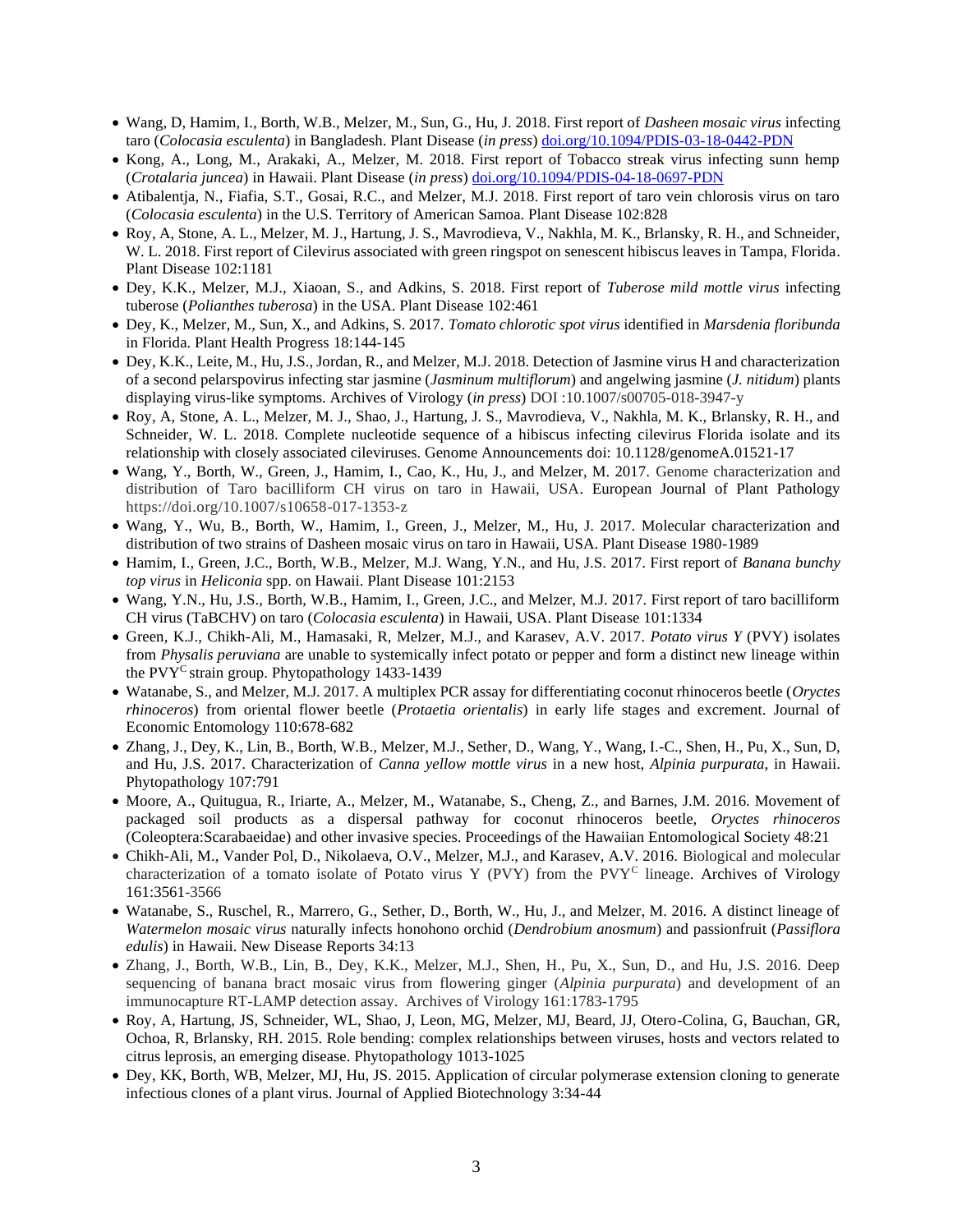- Wang, D, Hamim, I., Borth, W.B., Melzer, M., Sun, G., Hu, J. 2018. First report of *Dasheen mosaic virus* infecting taro (*Colocasia esculenta*) in Bangladesh. Plant Disease (*in press*) doi.org/10.1094/PDIS-03-18-0442-PDN
- Kong, A., Long, M., Arakaki, A., Melzer, M. 2018. First report of Tobacco streak virus infecting sunn hemp (*Crotalaria juncea*) in Hawaii. Plant Disease (*in press*) doi.org/10.1094/PDIS-04-18-0697-PDN
- Atibalentja, N., Fiafia, S.T., Gosai, R.C., and Melzer, M.J. 2018. First report of taro vein chlorosis virus on taro (*Colocasia esculenta*) in the U.S. Territory of American Samoa. Plant Disease 102:828
- Roy, A, Stone, A. L., Melzer, M. J., Hartung, J. S., Mavrodieva, V., Nakhla, M. K., Brlansky, R. H., and Schneider, W. L. 2018. First report of Cilevirus associated with green ringspot on senescent hibiscus leaves in Tampa, Florida. Plant Disease 102:1181
- Dey, K.K., Melzer, M.J., Xiaoan, S., and Adkins, S. 2018. First report of *Tuberose mild mottle virus* infecting tuberose (*Polianthes tuberosa*) in the USA. Plant Disease 102:461
- Dey, K., Melzer, M., Sun, X., and Adkins, S. 2017. *Tomato chlorotic spot virus* identified in *Marsdenia floribunda* in Florida. Plant Health Progress 18:144-145
- Dey, K.K., Leite, M., Hu, J.S., Jordan, R., and Melzer, M.J. 2018. Detection of Jasmine virus H and characterization of a second pelarspovirus infecting star jasmine (*Jasminum multiflorum*) and angelwing jasmine (*J. nitidum*) plants displaying virus-like symptoms. Archives of Virology (*in press*) DOI :10.1007/s00705-018-3947-y
- Roy, A, Stone, A. L., Melzer, M. J., Shao, J., Hartung, J. S., Mavrodieva, V., Nakhla, M. K., Brlansky, R. H., and Schneider, W. L. 2018. Complete nucleotide sequence of a hibiscus infecting cilevirus Florida isolate and its relationship with closely associated cileviruses. Genome Announcements doi: 10.1128/genomeA.01521-17
- Wang, Y., Borth, W., Green, J., Hamim, I., Cao, K., Hu, J., and Melzer, M. 2017. Genome characterization and distribution of Taro bacilliform CH virus on taro in Hawaii, USA. European Journal of Plant Pathology https://doi.org/10.1007/s10658-017-1353-z
- Wang, Y., Wu, B., Borth, W., Hamim, I., Green, J., Melzer, M., Hu, J. 2017. Molecular characterization and distribution of two strains of Dasheen mosaic virus on taro in Hawaii, USA. Plant Disease 1980-1989
- Hamim, I., Green, J.C., Borth, W.B., Melzer, M.J. Wang, Y.N., and Hu, J.S. 2017. First report of *Banana bunchy top virus* in *Heliconia* spp. on Hawaii. Plant Disease 101:2153
- Wang, Y.N., Hu, J.S., Borth, W.B., Hamim, I., Green, J.C., and Melzer, M.J. 2017. First report of taro bacilliform CH virus (TaBCHV) on taro (*Colocasia esculenta*) in Hawaii, USA. Plant Disease 101:1334
- Green, K.J., Chikh-Ali, M., Hamasaki, R, Melzer, M.J., and Karasev, A.V. 2017. *Potato virus Y* (PVY) isolates from *Physalis peruviana* are unable to systemically infect potato or pepper and form a distinct new lineage within the $PVY^{C}$ strain group. Phytopathology 1433-1439
- Watanabe, S., and Melzer, M.J. 2017. A multiplex PCR assay for differentiating coconut rhinoceros beetle (*Oryctes rhinoceros*) from oriental flower beetle (*Protaetia orientalis*) in early life stages and excrement. Journal of Economic Entomology 110:678-682
- Zhang, J., Dey, K., Lin, B., Borth, W.B., Melzer, M.J., Sether, D., Wang, Y., Wang, I.-C., Shen, H., Pu, X., Sun, D, and Hu, J.S. 2017. Characterization of *Canna yellow mottle virus* in a new host, *Alpinia purpurata*, in Hawaii. Phytopathology 107:791
- Moore, A., Quitugua, R., Iriarte, A., Melzer, M., Watanabe, S., Cheng, Z., and Barnes, J.M. 2016. Movement of packaged soil products as a dispersal pathway for coconut rhinoceros beetle, *Oryctes rhinoceros* (Coleoptera:Scarabaeidae) and other invasive species. Proceedings of the Hawaiian Entomological Society 48:21
- Chikh-Ali, M., Vander Pol, D., Nikolaeva, O.V., Melzer, M.J., and Karasev, A.V. 2016. Biological and molecular characterization of a tomato isolate of Potato virus Y (PVY) from the $PVY^{C}$ lineage. Archives of Virology 161:3561-3566
- Watanabe, S., Ruschel, R., Marrero, G., Sether, D., Borth, W., Hu, J., and Melzer, M. 2016. A distinct lineage of *Watermelon mosaic virus* naturally infects honohono orchid (*Dendrobium anosmum*) and passionfruit (*Passiflora edulis*) in Hawaii. New Disease Reports 34:13
- Zhang, J., Borth, W.B., Lin, B., Dey, K.K., Melzer, M.J., Shen, H., Pu, X., Sun, D., and Hu, J.S. 2016. Deep sequencing of banana bract mosaic virus from flowering ginger (*Alpinia purpurata*) and development of an immunocapture RT-LAMP detection assay. Archives of Virology 161:1783-1795
- Roy, A, Hartung, JS, Schneider, WL, Shao, J, Leon, MG, Melzer, MJ, Beard, JJ, Otero-Colina, G, Bauchan, GR, Ochoa, R, Brlansky, RH. 2015. Role bending: complex relationships between viruses, hosts and vectors related to citrus leprosis, an emerging disease. Phytopathology 1013-1025
- Dey, KK, Borth, WB, Melzer, MJ, Hu, JS. 2015. Application of circular polymerase extension cloning to generate infectious clones of a plant virus. Journal of Applied Biotechnology 3:34-44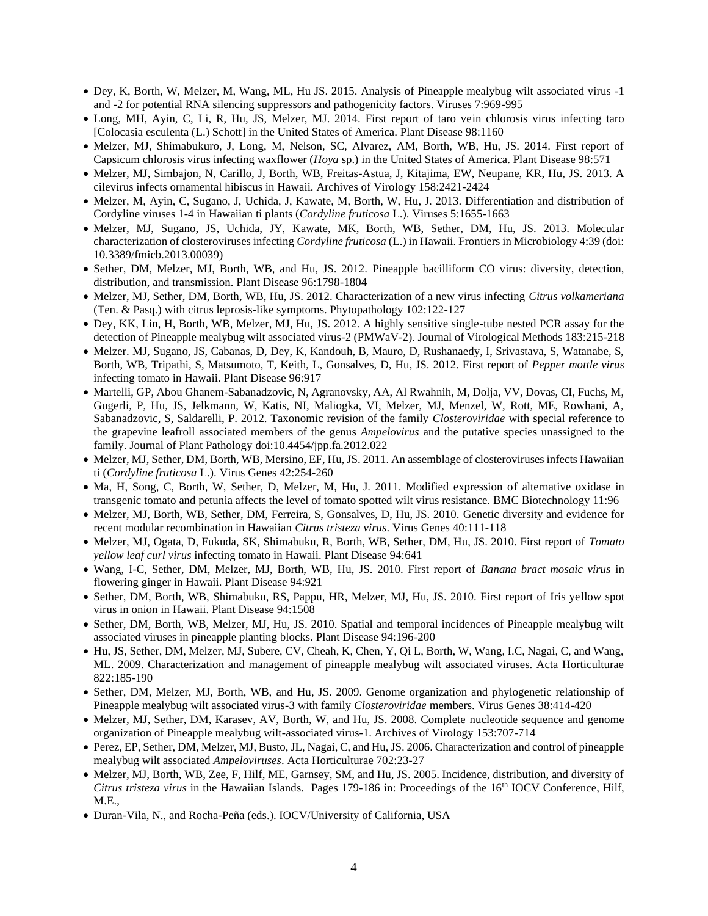- Dey, K, Borth, W, Melzer, M, Wang, ML, Hu JS. 2015. Analysis of Pineapple mealybug wilt associated virus -1 and -2 for potential RNA silencing suppressors and pathogenicity factors. Viruses 7:969-995
- Long, MH, Ayin, C, Li, R, Hu, JS, Melzer, MJ. 2014. First report of taro vein chlorosis virus infecting taro [Colocasia esculenta (L.) Schott] in the United States of America. Plant Disease 98:1160
- Melzer, MJ, Shimabukuro, J, Long, M, Nelson, SC, Alvarez, AM, Borth, WB, Hu, JS. 2014. First report of Capsicum chlorosis virus infecting waxflower (*Hoya* sp.) in the United States of America. Plant Disease 98:571
- Melzer, MJ, Simbajon, N, Carillo, J, Borth, WB, Freitas-Astua, J, Kitajima, EW, Neupane, KR, Hu, JS. 2013. A cilevirus infects ornamental hibiscus in Hawaii. Archives of Virology 158:2421-2424
- Melzer, M, Ayin, C, Sugano, J, Uchida, J, Kawate, M, Borth, W, Hu, J. 2013. Differentiation and distribution of Cordyline viruses 1-4 in Hawaiian ti plants (*Cordyline fruticosa* L.). Viruses 5:1655-1663
- Melzer, MJ, Sugano, JS, Uchida, JY, Kawate, MK, Borth, WB, Sether, DM, Hu, JS. 2013. Molecular characterization of closteroviruses infecting *Cordyline fruticosa* (L.) in Hawaii. Frontiers in Microbiology 4:39 (doi: 10.3389/fmicb.2013.00039)
- Sether, DM, Melzer, MJ, Borth, WB, and Hu, JS. 2012. Pineapple bacilliform CO virus: diversity, detection, distribution, and transmission. Plant Disease 96:1798-1804
- Melzer, MJ, Sether, DM, Borth, WB, Hu, JS. 2012. Characterization of a new virus infecting *Citrus volkameriana* (Ten. & Pasq.) with citrus leprosis-like symptoms. Phytopathology 102:122-127
- Dey, KK, Lin, H, Borth, WB, Melzer, MJ, Hu, JS. 2012. A highly sensitive single-tube nested PCR assay for the detection of Pineapple mealybug wilt associated virus-2 (PMWaV-2). Journal of Virological Methods 183:215-218
- Melzer. MJ, Sugano, JS, Cabanas, D, Dey, K, Kandouh, B, Mauro, D, Rushanaedy, I, Srivastava, S, Watanabe, S, Borth, WB, Tripathi, S, Matsumoto, T, Keith, L, Gonsalves, D, Hu, JS. 2012. First report of *Pepper mottle virus* infecting tomato in Hawaii. Plant Disease 96:917
- Martelli, GP, Abou Ghanem-Sabanadzovic, N, Agranovsky, AA, Al Rwahnih, M, Dolja, VV, Dovas, CI, Fuchs, M, Gugerli, P, Hu, JS, Jelkmann, W, Katis, NI, Maliogka, VI, Melzer, MJ, Menzel, W, Rott, ME, Rowhani, A, Sabanadzovic, S, Saldarelli, P. 2012. Taxonomic revision of the family *Closteroviridae* with special reference to the grapevine leafroll associated members of the genus *Ampelovirus* and the putative species unassigned to the family. Journal of Plant Pathology doi:10.4454/jpp.fa.2012.022
- Melzer, MJ, Sether, DM, Borth, WB, Mersino, EF, Hu, JS. 2011. An assemblage of closteroviruses infects Hawaiian ti (*Cordyline fruticosa* L.). Virus Genes 42:254-260
- Ma, H, Song, C, Borth, W, Sether, D, Melzer, M, Hu, J. 2011. Modified expression of alternative oxidase in transgenic tomato and petunia affects the level of tomato spotted wilt virus resistance. BMC Biotechnology 11:96
- Melzer, MJ, Borth, WB, Sether, DM, Ferreira, S, Gonsalves, D, Hu, JS. 2010. Genetic diversity and evidence for recent modular recombination in Hawaiian *Citrus tristeza virus*. Virus Genes 40:111-118
- Melzer, MJ, Ogata, D, Fukuda, SK, Shimabuku, R, Borth, WB, Sether, DM, Hu, JS. 2010. First report of *Tomato yellow leaf curl virus* infecting tomato in Hawaii. Plant Disease 94:641
- Wang, I-C, Sether, DM, Melzer, MJ, Borth, WB, Hu, JS. 2010. First report of *Banana bract mosaic virus* in flowering ginger in Hawaii. Plant Disease 94:921
- Sether, DM, Borth, WB, Shimabuku, RS, Pappu, HR, Melzer, MJ, Hu, JS. 2010. First report of Iris yellow spot virus in onion in Hawaii. Plant Disease 94:1508
- Sether, DM, Borth, WB, Melzer, MJ, Hu, JS. 2010. Spatial and temporal incidences of Pineapple mealybug wilt associated viruses in pineapple planting blocks. Plant Disease 94:196-200
- Hu, JS, Sether, DM, Melzer, MJ, Subere, CV, Cheah, K, Chen, Y, Qi L, Borth, W, Wang, I.C, Nagai, C, and Wang, ML. 2009. Characterization and management of pineapple mealybug wilt associated viruses. Acta Horticulturae 822:185-190
- Sether, DM, Melzer, MJ, Borth, WB, and Hu, JS. 2009. Genome organization and phylogenetic relationship of Pineapple mealybug wilt associated virus-3 with family *Closteroviridae* members. Virus Genes 38:414-420
- Melzer, MJ, Sether, DM, Karasev, AV, Borth, W, and Hu, JS. 2008. Complete nucleotide sequence and genome organization of Pineapple mealybug wilt-associated virus-1. Archives of Virology 153:707-714
- Perez, EP, Sether, DM, Melzer, MJ, Busto, JL, Nagai, C, and Hu, JS. 2006. Characterization and control of pineapple mealybug wilt associated *Ampeloviruses*. Acta Horticulturae 702:23-27
- Melzer, MJ, Borth, WB, Zee, F, Hilf, ME, Garnsey, SM, and Hu, JS. 2005. Incidence, distribution, and diversity of *Citrus tristeza virus* in the Hawaiian Islands. Pages 179-186 in: Proceedings of the 16th IOCV Conference, Hilf, M.E.,
- Duran-Vila, N., and Rocha-Peña (eds.). IOCV/University of California, USA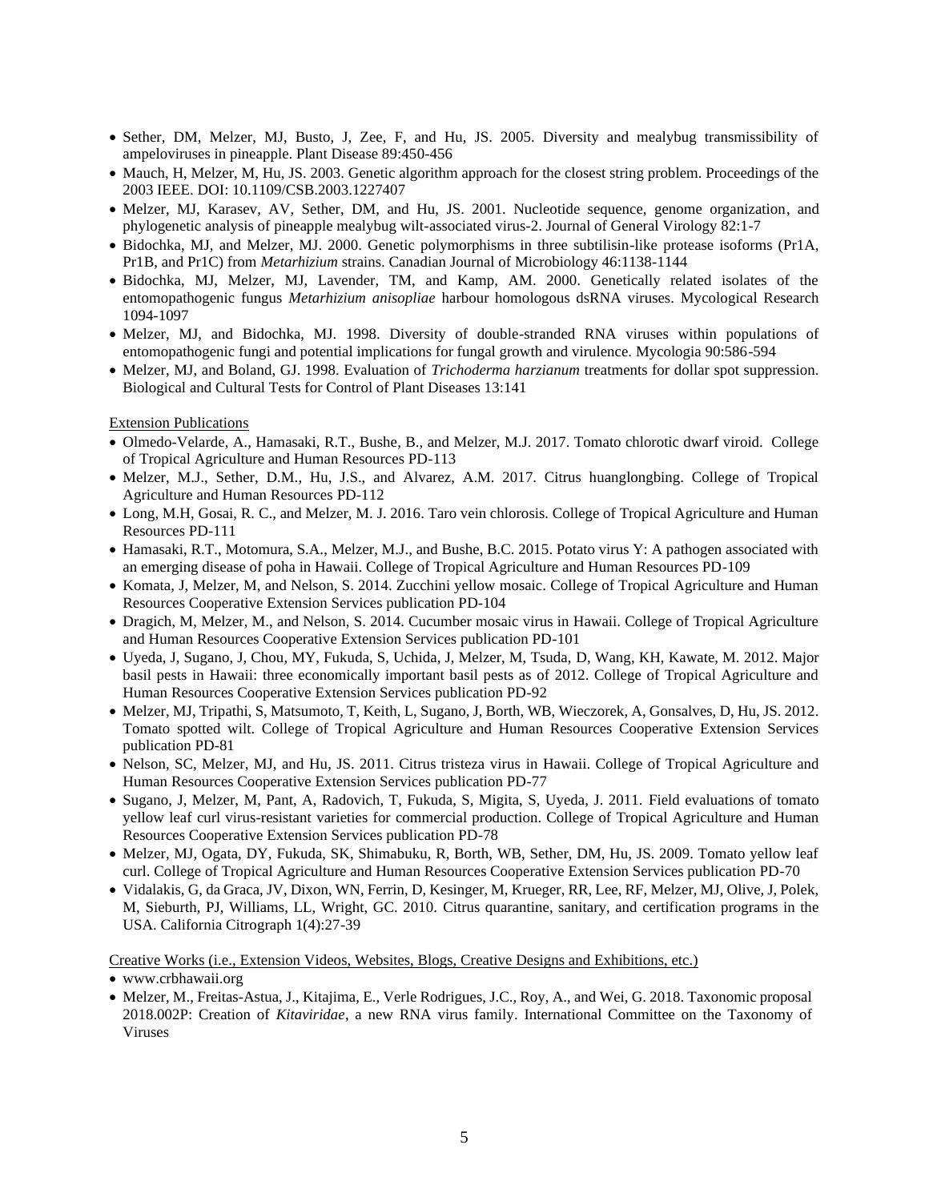- Sether, DM, Melzer, MJ, Busto, J, Zee, F, and Hu, JS. 2005. Diversity and mealybug transmissibility of ampeloviruses in pineapple. Plant Disease 89:450-456
- Mauch, H, Melzer, M, Hu, JS. 2003. Genetic algorithm approach for the closest string problem. Proceedings of the 2003 IEEE. DOI: 10.1109/CSB.2003.1227407
- Melzer, MJ, Karasev, AV, Sether, DM, and Hu, JS. 2001. Nucleotide sequence, genome organization, and phylogenetic analysis of pineapple mealybug wilt-associated virus-2. Journal of General Virology 82:1-7
- Bidochka, MJ, and Melzer, MJ. 2000. Genetic polymorphisms in three subtilisin-like protease isoforms (Pr1A, Pr1B, and Pr1C) from *Metarhizium* strains. Canadian Journal of Microbiology 46:1138-1144
- Bidochka, MJ, Melzer, MJ, Lavender, TM, and Kamp, AM. 2000. Genetically related isolates of the entomopathogenic fungus *Metarhizium anisopliae* harbour homologous dsRNA viruses. Mycological Research 1094-1097
- Melzer, MJ, and Bidochka, MJ. 1998. Diversity of double-stranded RNA viruses within populations of entomopathogenic fungi and potential implications for fungal growth and virulence. Mycologia 90:586-594
- Melzer, MJ, and Boland, GJ. 1998. Evaluation of *Trichoderma harzianum* treatments for dollar spot suppression. Biological and Cultural Tests for Control of Plant Diseases 13:141

Extension Publications

- Olmedo-Velarde, A., Hamasaki, R.T., Bushe, B., and Melzer, M.J. 2017. Tomato chlorotic dwarf viroid. College of Tropical Agriculture and Human Resources PD-113
- Melzer, M.J., Sether, D.M., Hu, J.S., and Alvarez, A.M. 2017. Citrus huanglongbing. College of Tropical Agriculture and Human Resources PD-112
- Long, M.H, Gosai, R. C., and Melzer, M. J. 2016. Taro vein chlorosis. College of Tropical Agriculture and Human Resources PD-111
- Hamasaki, R.T., Motomura, S.A., Melzer, M.J., and Bushe, B.C. 2015. Potato virus Y: A pathogen associated with an emerging disease of poha in Hawaii. College of Tropical Agriculture and Human Resources PD-109
- Komata, J, Melzer, M, and Nelson, S. 2014. Zucchini yellow mosaic. College of Tropical Agriculture and Human Resources Cooperative Extension Services publication PD-104
- Dragich, M, Melzer, M., and Nelson, S. 2014. Cucumber mosaic virus in Hawaii. College of Tropical Agriculture and Human Resources Cooperative Extension Services publication PD-101
- Uyeda, J, Sugano, J, Chou, MY, Fukuda, S, Uchida, J, Melzer, M, Tsuda, D, Wang, KH, Kawate, M. 2012. Major basil pests in Hawaii: three economically important basil pests as of 2012. College of Tropical Agriculture and Human Resources Cooperative Extension Services publication PD-92
- Melzer, MJ, Tripathi, S, Matsumoto, T, Keith, L, Sugano, J, Borth, WB, Wieczorek, A, Gonsalves, D, Hu, JS. 2012. Tomato spotted wilt. College of Tropical Agriculture and Human Resources Cooperative Extension Services publication PD-81
- Nelson, SC, Melzer, MJ, and Hu, JS. 2011. Citrus tristeza virus in Hawaii. College of Tropical Agriculture and Human Resources Cooperative Extension Services publication PD-77
- Sugano, J, Melzer, M, Pant, A, Radovich, T, Fukuda, S, Migita, S, Uyeda, J. 2011. Field evaluations of tomato yellow leaf curl virus-resistant varieties for commercial production. College of Tropical Agriculture and Human Resources Cooperative Extension Services publication PD-78
- Melzer, MJ, Ogata, DY, Fukuda, SK, Shimabuku, R, Borth, WB, Sether, DM, Hu, JS. 2009. Tomato yellow leaf curl. College of Tropical Agriculture and Human Resources Cooperative Extension Services publication PD-70
- Vidalakis, G, da Graca, JV, Dixon, WN, Ferrin, D, Kesinger, M, Krueger, RR, Lee, RF, Melzer, MJ, Olive, J, Polek, M, Sieburth, PJ, Williams, LL, Wright, GC. 2010. Citrus quarantine, sanitary, and certification programs in the USA. California Citrograph 1(4):27-39

Creative Works (i.e., Extension Videos, Websites, Blogs, Creative Designs and Exhibitions, etc.)

- www.crbhawaii.org
- Melzer, M., Freitas-Astua, J., Kitajima, E., Verle Rodrigues, J.C., Roy, A., and Wei, G. 2018. Taxonomic proposal 2018.002P: Creation of *Kitaviridae*, a new RNA virus family. International Committee on the Taxonomy of Viruses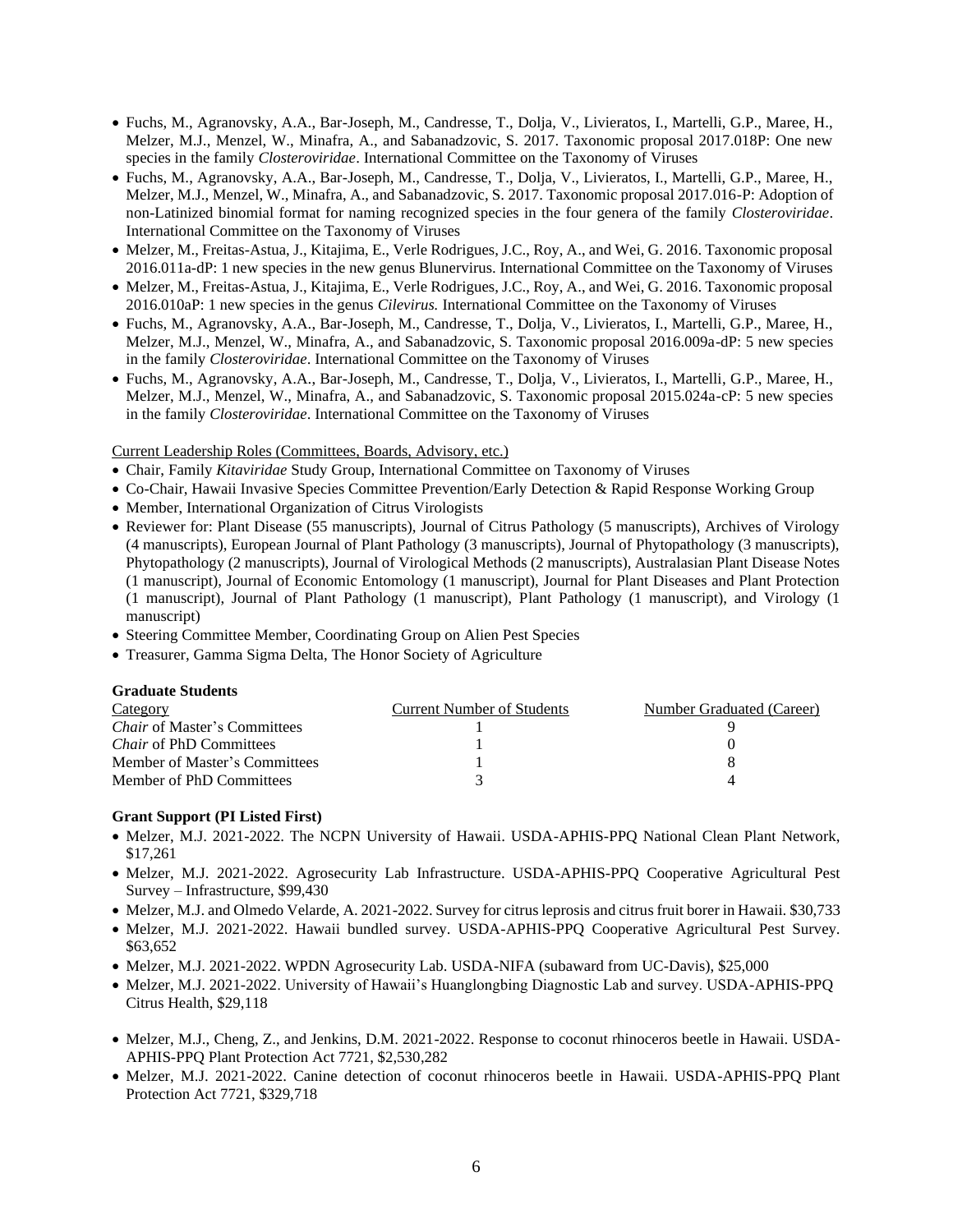- Fuchs, M., Agranovsky, A.A., Bar-Joseph, M., Candresse, T., Dolja, V., Livieratos, I., Martelli, G.P., Maree, H., Melzer, M.J., Menzel, W., Minafra, A., and Sabanadzovic, S. 2017. Taxonomic proposal 2017.018P: One new species in the family *Closteroviridae*. International Committee on the Taxonomy of Viruses
- Fuchs, M., Agranovsky, A.A., Bar-Joseph, M., Candresse, T., Dolja, V., Livieratos, I., Martelli, G.P., Maree, H., Melzer, M.J., Menzel, W., Minafra, A., and Sabanadzovic, S. 2017. Taxonomic proposal 2017.016-P: Adoption of non-Latinized binomial format for naming recognized species in the four genera of the family *Closteroviridae*. International Committee on the Taxonomy of Viruses
- Melzer, M., Freitas-Astua, J., Kitajima, E., Verle Rodrigues, J.C., Roy, A., and Wei, G. 2016. Taxonomic proposal 2016.011a-dP: 1 new species in the new genus Blunervirus. International Committee on the Taxonomy of Viruses
- Melzer, M., Freitas-Astua, J., Kitajima, E., Verle Rodrigues, J.C., Roy, A., and Wei, G. 2016. Taxonomic proposal 2016.010aP: 1 new species in the genus *Cilevirus.* International Committee on the Taxonomy of Viruses
- Fuchs, M., Agranovsky, A.A., Bar-Joseph, M., Candresse, T., Dolja, V., Livieratos, I., Martelli, G.P., Maree, H., Melzer, M.J., Menzel, W., Minafra, A., and Sabanadzovic, S. Taxonomic proposal 2016.009a-dP: 5 new species in the family *Closteroviridae*. International Committee on the Taxonomy of Viruses
- Fuchs, M., Agranovsky, A.A., Bar-Joseph, M., Candresse, T., Dolja, V., Livieratos, I., Martelli, G.P., Maree, H., Melzer, M.J., Menzel, W., Minafra, A., and Sabanadzovic, S. Taxonomic proposal 2015.024a-cP: 5 new species in the family *Closteroviridae*. International Committee on the Taxonomy of Viruses

Current Leadership Roles (Committees, Boards, Advisory, etc.)

- Chair, Family *Kitaviridae* Study Group, International Committee on Taxonomy of Viruses
- Co-Chair, Hawaii Invasive Species Committee Prevention/Early Detection & Rapid Response Working Group
- Member, International Organization of Citrus Virologists
- Reviewer for: Plant Disease (55 manuscripts), Journal of Citrus Pathology (5 manuscripts), Archives of Virology (4 manuscripts), European Journal of Plant Pathology (3 manuscripts), Journal of Phytopathology (3 manuscripts), Phytopathology (2 manuscripts), Journal of Virological Methods (2 manuscripts), Australasian Plant Disease Notes (1 manuscript), Journal of Economic Entomology (1 manuscript), Journal for Plant Diseases and Plant Protection (1 manuscript), Journal of Plant Pathology (1 manuscript), Plant Pathology (1 manuscript), and Virology (1 manuscript)
- Steering Committee Member, Coordinating Group on Alien Pest Species
- Treasurer, Gamma Sigma Delta, The Honor Society of Agriculture

**Graduate Students**

| Category | Current Number of Students | Number Graduated (Career) |
|---|---|---|
| *Chair* of Master's Committees | 1 | 9 |
| *Chair* of PhD Committees | 1 | 0 |
| Member of Master's Committees | 1 | 8 |
| Member of PhD Committees | 3 | 4 |

**Grant Support (PI Listed First)**

- Melzer, M.J. 2021-2022. The NCPN University of Hawaii. USDA-APHIS-PPQ National Clean Plant Network, \$17,261
- Melzer, M.J. 2021-2022. Agrosecurity Lab Infrastructure. USDA-APHIS-PPQ Cooperative Agricultural Pest Survey – Infrastructure, \$99,430
- Melzer, M.J. and Olmedo Velarde, A. 2021-2022. Survey for citrus leprosis and citrus fruit borer in Hawaii. \$30,733
- Melzer, M.J. 2021-2022. Hawaii bundled survey. USDA-APHIS-PPQ Cooperative Agricultural Pest Survey. \$63,652
- Melzer, M.J. 2021-2022. WPDN Agrosecurity Lab. USDA-NIFA (subaward from UC-Davis), \$25,000
- Melzer, M.J. 2021-2022. University of Hawaii's Huanglongbing Diagnostic Lab and survey. USDA-APHIS-PPQ Citrus Health, \$29,118
- Melzer, M.J., Cheng, Z., and Jenkins, D.M. 2021-2022. Response to coconut rhinoceros beetle in Hawaii. USDA-APHIS-PPQ Plant Protection Act 7721, \$2,530,282
- Melzer, M.J. 2021-2022. Canine detection of coconut rhinoceros beetle in Hawaii. USDA-APHIS-PPQ Plant Protection Act 7721, \$329,718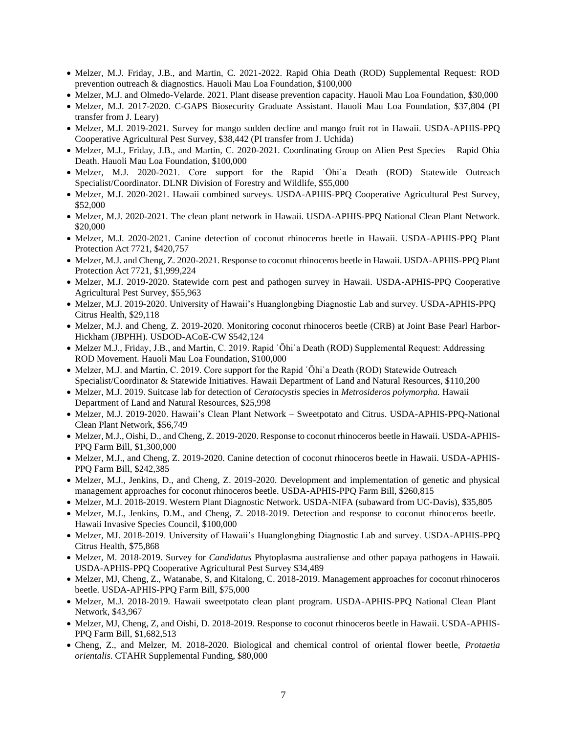- Melzer, M.J. Friday, J.B., and Martin, C. 2021-2022. Rapid Ohia Death (ROD) Supplemental Request: ROD prevention outreach & diagnostics. Hauoli Mau Loa Foundation, $100,000
- Melzer, M.J. and Olmedo-Velarde. 2021. Plant disease prevention capacity. Hauoli Mau Loa Foundation, $30,000
- Melzer, M.J. 2017-2020. C-GAPS Biosecurity Graduate Assistant. Hauoli Mau Loa Foundation, $37,804 (PI transfer from J. Leary)
- Melzer, M.J. 2019-2021. Survey for mango sudden decline and mango fruit rot in Hawaii. USDA-APHIS-PPQ Cooperative Agricultural Pest Survey, $38,442 (PI transfer from J. Uchida)
- Melzer, M.J., Friday, J.B., and Martin, C. 2020-2021. Coordinating Group on Alien Pest Species – Rapid Ohia Death. Hauoli Mau Loa Foundation, $100,000
- Melzer, M.J. 2020-2021. Core support for the Rapid `Ōhi`a Death (ROD) Statewide Outreach Specialist/Coordinator. DLNR Division of Forestry and Wildlife, $55,000
- Melzer, M.J. 2020-2021. Hawaii combined surveys. USDA-APHIS-PPQ Cooperative Agricultural Pest Survey, $52,000
- Melzer, M.J. 2020-2021. The clean plant network in Hawaii. USDA-APHIS-PPQ National Clean Plant Network. $20,000
- Melzer, M.J. 2020-2021. Canine detection of coconut rhinoceros beetle in Hawaii. USDA-APHIS-PPQ Plant Protection Act 7721, $420,757
- Melzer, M.J. and Cheng, Z. 2020-2021. Response to coconut rhinoceros beetle in Hawaii. USDA-APHIS-PPQ Plant Protection Act 7721, $1,999,224
- Melzer, M.J. 2019-2020. Statewide corn pest and pathogen survey in Hawaii. USDA-APHIS-PPQ Cooperative Agricultural Pest Survey, $55,963
- Melzer, M.J. 2019-2020. University of Hawaii's Huanglongbing Diagnostic Lab and survey. USDA-APHIS-PPQ Citrus Health, $29,118
- Melzer, M.J. and Cheng, Z. 2019-2020. Monitoring coconut rhinoceros beetle (CRB) at Joint Base Pearl Harbor-Hickham (JBPHH). USDOD-ACoE-CW $542,124
- Melzer M.J., Friday, J.B., and Martin, C. 2019. Rapid `Ōhi`a Death (ROD) Supplemental Request: Addressing ROD Movement. Hauoli Mau Loa Foundation, $100,000
- Melzer, M.J. and Martin, C. 2019. Core support for the Rapid `Ōhi`a Death (ROD) Statewide Outreach Specialist/Coordinator & Statewide Initiatives. Hawaii Department of Land and Natural Resources, $110,200
- Melzer, M.J. 2019. Suitcase lab for detection of *Ceratocystis* species in *Metrosideros polymorpha.* Hawaii Department of Land and Natural Resources, $25,998
- Melzer, M.J. 2019-2020. Hawaii's Clean Plant Network – Sweetpotato and Citrus. USDA-APHIS-PPQ-National Clean Plant Network, $56,749
- Melzer, M.J., Oishi, D., and Cheng, Z. 2019-2020. Response to coconut rhinoceros beetle in Hawaii. USDA-APHIS-PPQ Farm Bill, $1,300,000
- Melzer, M.J., and Cheng, Z. 2019-2020. Canine detection of coconut rhinoceros beetle in Hawaii. USDA-APHIS-PPQ Farm Bill, $242,385
- Melzer, M.J., Jenkins, D., and Cheng, Z. 2019-2020. Development and implementation of genetic and physical management approaches for coconut rhinoceros beetle. USDA-APHIS-PPQ Farm Bill, $260,815
- Melzer, M.J. 2018-2019. Western Plant Diagnostic Network. USDA-NIFA (subaward from UC-Davis), $35,805
- Melzer, M.J., Jenkins, D.M., and Cheng, Z. 2018-2019. Detection and response to coconut rhinoceros beetle. Hawaii Invasive Species Council, $100,000
- Melzer, MJ. 2018-2019. University of Hawaii's Huanglongbing Diagnostic Lab and survey. USDA-APHIS-PPQ Citrus Health, $75,868
- Melzer, M. 2018-2019. Survey for *Candidatus* Phytoplasma australiense and other papaya pathogens in Hawaii. USDA-APHIS-PPQ Cooperative Agricultural Pest Survey $34,489
- Melzer, MJ, Cheng, Z., Watanabe, S, and Kitalong, C. 2018-2019. Management approaches for coconut rhinoceros beetle. USDA-APHIS-PPQ Farm Bill, $75,000
- Melzer, M.J. 2018-2019. Hawaii sweetpotato clean plant program. USDA-APHIS-PPQ National Clean Plant Network, $43,967
- Melzer, MJ, Cheng, Z, and Oishi, D. 2018-2019. Response to coconut rhinoceros beetle in Hawaii. USDA-APHIS-PPQ Farm Bill, $1,682,513
- Cheng, Z., and Melzer, M. 2018-2020. Biological and chemical control of oriental flower beetle, *Protaetia orientalis*. CTAHR Supplemental Funding, $80,000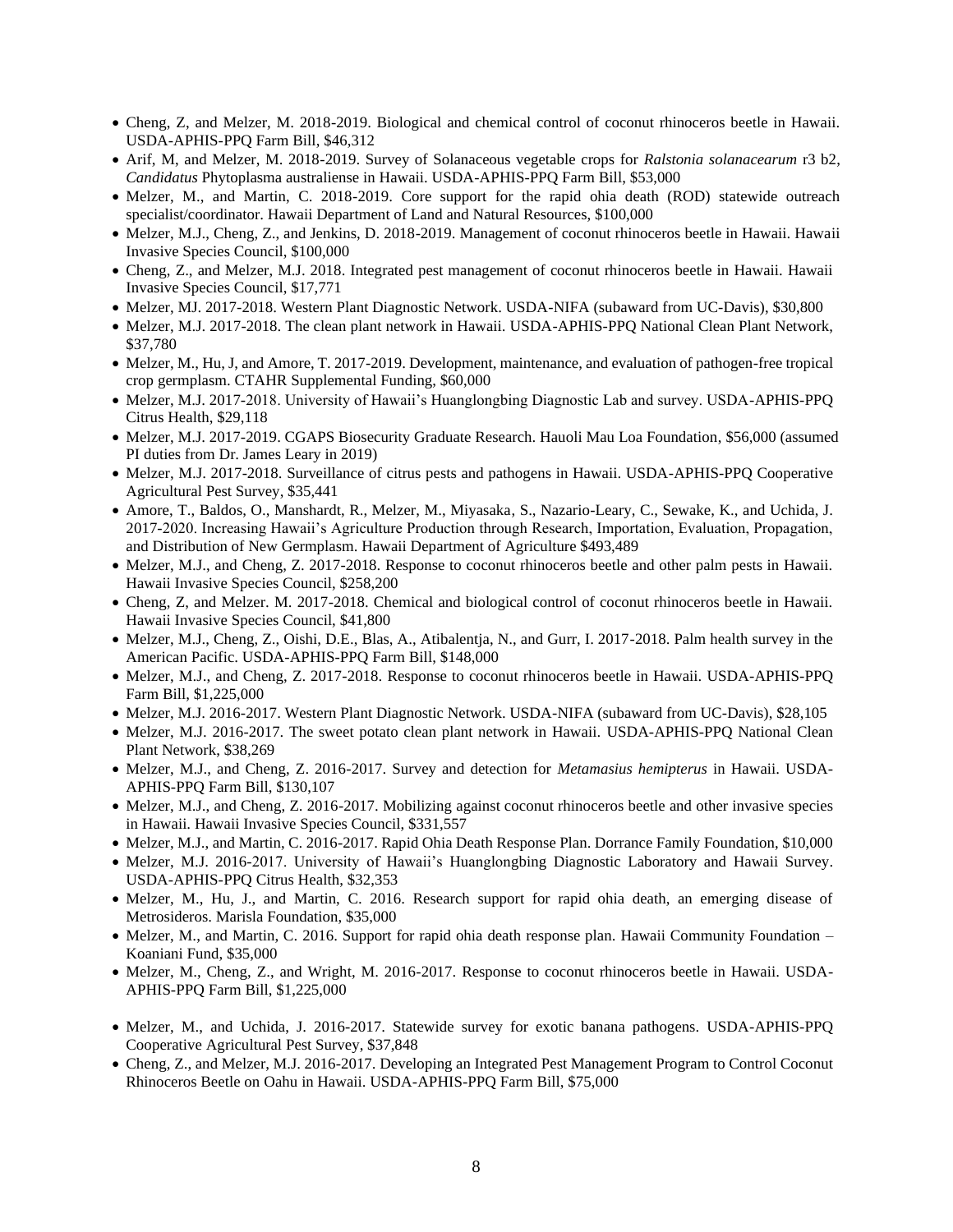- Cheng, Z, and Melzer, M. 2018-2019. Biological and chemical control of coconut rhinoceros beetle in Hawaii. USDA-APHIS-PPQ Farm Bill, $46,312
- Arif, M, and Melzer, M. 2018-2019. Survey of Solanaceous vegetable crops for *Ralstonia solanacearum* r3 b2, *Candidatus* Phytoplasma australiense in Hawaii. USDA-APHIS-PPQ Farm Bill, $53,000
- Melzer, M., and Martin, C. 2018-2019. Core support for the rapid ohia death (ROD) statewide outreach specialist/coordinator. Hawaii Department of Land and Natural Resources, $100,000
- Melzer, M.J., Cheng, Z., and Jenkins, D. 2018-2019. Management of coconut rhinoceros beetle in Hawaii. Hawaii Invasive Species Council, $100,000
- Cheng, Z., and Melzer, M.J. 2018. Integrated pest management of coconut rhinoceros beetle in Hawaii. Hawaii Invasive Species Council, $17,771
- Melzer, MJ. 2017-2018. Western Plant Diagnostic Network. USDA-NIFA (subaward from UC-Davis), $30,800
- Melzer, M.J. 2017-2018. The clean plant network in Hawaii. USDA-APHIS-PPQ National Clean Plant Network, $37,780
- Melzer, M., Hu, J, and Amore, T. 2017-2019. Development, maintenance, and evaluation of pathogen-free tropical crop germplasm. CTAHR Supplemental Funding, $60,000
- Melzer, M.J. 2017-2018. University of Hawaii's Huanglongbing Diagnostic Lab and survey. USDA-APHIS-PPQ Citrus Health, $29,118
- Melzer, M.J. 2017-2019. CGAPS Biosecurity Graduate Research. Hauoli Mau Loa Foundation, $56,000 (assumed PI duties from Dr. James Leary in 2019)
- Melzer, M.J. 2017-2018. Surveillance of citrus pests and pathogens in Hawaii. USDA-APHIS-PPQ Cooperative Agricultural Pest Survey, $35,441
- Amore, T., Baldos, O., Manshardt, R., Melzer, M., Miyasaka, S., Nazario-Leary, C., Sewake, K., and Uchida, J. 2017-2020. Increasing Hawaii's Agriculture Production through Research, Importation, Evaluation, Propagation, and Distribution of New Germplasm. Hawaii Department of Agriculture $493,489
- Melzer, M.J., and Cheng, Z. 2017-2018. Response to coconut rhinoceros beetle and other palm pests in Hawaii. Hawaii Invasive Species Council, $258,200
- Cheng, Z, and Melzer. M. 2017-2018. Chemical and biological control of coconut rhinoceros beetle in Hawaii. Hawaii Invasive Species Council, $41,800
- Melzer, M.J., Cheng, Z., Oishi, D.E., Blas, A., Atibalentja, N., and Gurr, I. 2017-2018. Palm health survey in the American Pacific. USDA-APHIS-PPQ Farm Bill, $148,000
- Melzer, M.J., and Cheng, Z. 2017-2018. Response to coconut rhinoceros beetle in Hawaii. USDA-APHIS-PPQ Farm Bill, $1,225,000
- Melzer, M.J. 2016-2017. Western Plant Diagnostic Network. USDA-NIFA (subaward from UC-Davis), $28,105
- Melzer, M.J. 2016-2017. The sweet potato clean plant network in Hawaii. USDA-APHIS-PPQ National Clean Plant Network, $38,269
- Melzer, M.J., and Cheng, Z. 2016-2017. Survey and detection for *Metamasius hemipterus* in Hawaii. USDA-APHIS-PPQ Farm Bill, $130,107
- Melzer, M.J., and Cheng, Z. 2016-2017. Mobilizing against coconut rhinoceros beetle and other invasive species in Hawaii. Hawaii Invasive Species Council, $331,557
- Melzer, M.J., and Martin, C. 2016-2017. Rapid Ohia Death Response Plan. Dorrance Family Foundation, $10,000
- Melzer, M.J. 2016-2017. University of Hawaii's Huanglongbing Diagnostic Laboratory and Hawaii Survey. USDA-APHIS-PPQ Citrus Health, $32,353
- Melzer, M., Hu, J., and Martin, C. 2016. Research support for rapid ohia death, an emerging disease of Metrosideros. Marisla Foundation, $35,000
- Melzer, M., and Martin, C. 2016. Support for rapid ohia death response plan. Hawaii Community Foundation – Koaniani Fund, $35,000
- Melzer, M., Cheng, Z., and Wright, M. 2016-2017. Response to coconut rhinoceros beetle in Hawaii. USDA-APHIS-PPQ Farm Bill, $1,225,000
- Melzer, M., and Uchida, J. 2016-2017. Statewide survey for exotic banana pathogens. USDA-APHIS-PPQ Cooperative Agricultural Pest Survey, $37,848
- Cheng, Z., and Melzer, M.J. 2016-2017. Developing an Integrated Pest Management Program to Control Coconut Rhinoceros Beetle on Oahu in Hawaii. USDA-APHIS-PPQ Farm Bill, $75,000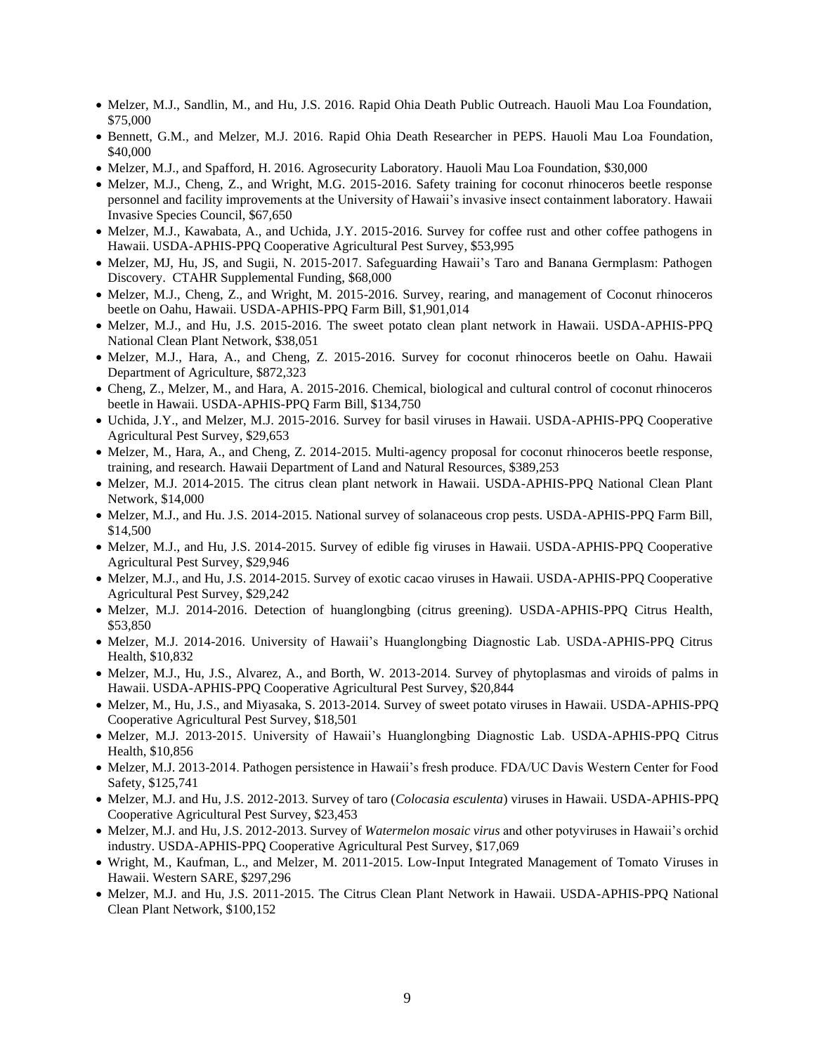- Melzer, M.J., Sandlin, M., and Hu, J.S. 2016. Rapid Ohia Death Public Outreach. Hauoli Mau Loa Foundation, $75,000
- Bennett, G.M., and Melzer, M.J. 2016. Rapid Ohia Death Researcher in PEPS. Hauoli Mau Loa Foundation, $40,000
- Melzer, M.J., and Spafford, H. 2016. Agrosecurity Laboratory. Hauoli Mau Loa Foundation, $30,000
- Melzer, M.J., Cheng, Z., and Wright, M.G. 2015-2016. Safety training for coconut rhinoceros beetle response personnel and facility improvements at the University of Hawaii's invasive insect containment laboratory. Hawaii Invasive Species Council, $67,650
- Melzer, M.J., Kawabata, A., and Uchida, J.Y. 2015-2016. Survey for coffee rust and other coffee pathogens in Hawaii. USDA-APHIS-PPQ Cooperative Agricultural Pest Survey, $53,995
- Melzer, MJ, Hu, JS, and Sugii, N. 2015-2017. Safeguarding Hawaii's Taro and Banana Germplasm: Pathogen Discovery. CTAHR Supplemental Funding, $68,000
- Melzer, M.J., Cheng, Z., and Wright, M. 2015-2016. Survey, rearing, and management of Coconut rhinoceros beetle on Oahu, Hawaii. USDA-APHIS-PPQ Farm Bill, $1,901,014
- Melzer, M.J., and Hu, J.S. 2015-2016. The sweet potato clean plant network in Hawaii. USDA-APHIS-PPQ National Clean Plant Network, $38,051
- Melzer, M.J., Hara, A., and Cheng, Z. 2015-2016. Survey for coconut rhinoceros beetle on Oahu. Hawaii Department of Agriculture, $872,323
- Cheng, Z., Melzer, M., and Hara, A. 2015-2016. Chemical, biological and cultural control of coconut rhinoceros beetle in Hawaii. USDA-APHIS-PPQ Farm Bill, $134,750
- Uchida, J.Y., and Melzer, M.J. 2015-2016. Survey for basil viruses in Hawaii. USDA-APHIS-PPQ Cooperative Agricultural Pest Survey, $29,653
- Melzer, M., Hara, A., and Cheng, Z. 2014-2015. Multi-agency proposal for coconut rhinoceros beetle response, training, and research. Hawaii Department of Land and Natural Resources, $389,253
- Melzer, M.J. 2014-2015. The citrus clean plant network in Hawaii. USDA-APHIS-PPQ National Clean Plant Network, $14,000
- Melzer, M.J., and Hu. J.S. 2014-2015. National survey of solanaceous crop pests. USDA-APHIS-PPQ Farm Bill, $14,500
- Melzer, M.J., and Hu, J.S. 2014-2015. Survey of edible fig viruses in Hawaii. USDA-APHIS-PPQ Cooperative Agricultural Pest Survey, $29,946
- Melzer, M.J., and Hu, J.S. 2014-2015. Survey of exotic cacao viruses in Hawaii. USDA-APHIS-PPQ Cooperative Agricultural Pest Survey, $29,242
- Melzer, M.J. 2014-2016. Detection of huanglongbing (citrus greening). USDA-APHIS-PPQ Citrus Health, $53,850
- Melzer, M.J. 2014-2016. University of Hawaii's Huanglongbing Diagnostic Lab. USDA-APHIS-PPQ Citrus Health, $10,832
- Melzer, M.J., Hu, J.S., Alvarez, A., and Borth, W. 2013-2014. Survey of phytoplasmas and viroids of palms in Hawaii. USDA-APHIS-PPQ Cooperative Agricultural Pest Survey, $20,844
- Melzer, M., Hu, J.S., and Miyasaka, S. 2013-2014. Survey of sweet potato viruses in Hawaii. USDA-APHIS-PPQ Cooperative Agricultural Pest Survey, $18,501
- Melzer, M.J. 2013-2015. University of Hawaii's Huanglongbing Diagnostic Lab. USDA-APHIS-PPQ Citrus Health, $10,856
- Melzer, M.J. 2013-2014. Pathogen persistence in Hawaii's fresh produce. FDA/UC Davis Western Center for Food Safety, $125,741
- Melzer, M.J. and Hu, J.S. 2012-2013. Survey of taro (*Colocasia esculenta*) viruses in Hawaii. USDA-APHIS-PPQ Cooperative Agricultural Pest Survey, $23,453
- Melzer, M.J. and Hu, J.S. 2012-2013. Survey of *Watermelon mosaic virus* and other potyviruses in Hawaii's orchid industry. USDA-APHIS-PPQ Cooperative Agricultural Pest Survey, $17,069
- Wright, M., Kaufman, L., and Melzer, M. 2011-2015. Low-Input Integrated Management of Tomato Viruses in Hawaii. Western SARE, $297,296
- Melzer, M.J. and Hu, J.S. 2011-2015. The Citrus Clean Plant Network in Hawaii. USDA-APHIS-PPQ National Clean Plant Network, $100,152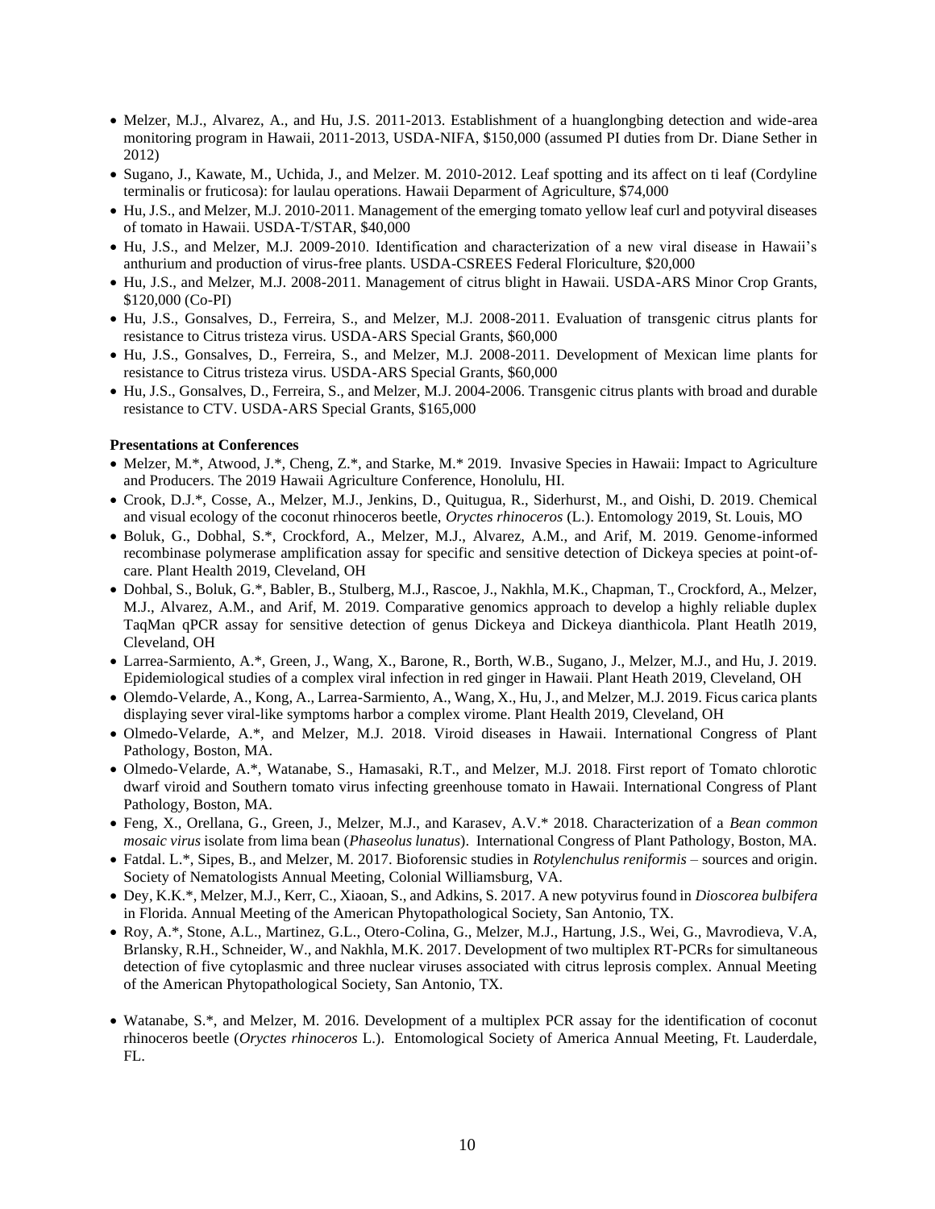- Melzer, M.J., Alvarez, A., and Hu, J.S. 2011-2013. Establishment of a huanglongbing detection and wide-area monitoring program in Hawaii, 2011-2013, USDA-NIFA, $150,000 (assumed PI duties from Dr. Diane Sether in 2012)
- Sugano, J., Kawate, M., Uchida, J., and Melzer. M. 2010-2012. Leaf spotting and its affect on ti leaf (Cordyline terminalis or fruticosa): for laulau operations. Hawaii Deparment of Agriculture, $74,000
- Hu, J.S., and Melzer, M.J. 2010-2011. Management of the emerging tomato yellow leaf curl and potyviral diseases of tomato in Hawaii. USDA-T/STAR, $40,000
- Hu, J.S., and Melzer, M.J. 2009-2010. Identification and characterization of a new viral disease in Hawaii's anthurium and production of virus-free plants. USDA-CSREES Federal Floriculture, $20,000
- Hu, J.S., and Melzer, M.J. 2008-2011. Management of citrus blight in Hawaii. USDA-ARS Minor Crop Grants, $120,000 (Co-PI)
- Hu, J.S., Gonsalves, D., Ferreira, S., and Melzer, M.J. 2008-2011. Evaluation of transgenic citrus plants for resistance to Citrus tristeza virus. USDA-ARS Special Grants, $60,000
- Hu, J.S., Gonsalves, D., Ferreira, S., and Melzer, M.J. 2008-2011. Development of Mexican lime plants for resistance to Citrus tristeza virus. USDA-ARS Special Grants, $60,000
- Hu, J.S., Gonsalves, D., Ferreira, S., and Melzer, M.J. 2004-2006. Transgenic citrus plants with broad and durable resistance to CTV. USDA-ARS Special Grants, $165,000

**Presentations at Conferences**

- Melzer, M.*, Atwood, J.*, Cheng, Z.*, and Starke, M.* 2019. Invasive Species in Hawaii: Impact to Agriculture and Producers. The 2019 Hawaii Agriculture Conference, Honolulu, HI.
- Crook, D.J.*, Cosse, A., Melzer, M.J., Jenkins, D., Quitugua, R., Siderhurst, M., and Oishi, D. 2019. Chemical and visual ecology of the coconut rhinoceros beetle, *Oryctes rhinoceros* (L.). Entomology 2019, St. Louis, MO
- Boluk, G., Dobhal, S.*, Crockford, A., Melzer, M.J., Alvarez, A.M., and Arif, M. 2019. Genome-informed recombinase polymerase amplification assay for specific and sensitive detection of Dickeya species at point-of-care. Plant Health 2019, Cleveland, OH
- Dohbal, S., Boluk, G.*, Babler, B., Stulberg, M.J., Rascoe, J., Nakhla, M.K., Chapman, T., Crockford, A., Melzer, M.J., Alvarez, A.M., and Arif, M. 2019. Comparative genomics approach to develop a highly reliable duplex TaqMan qPCR assay for sensitive detection of genus Dickeya and Dickeya dianthicola. Plant Heatlh 2019, Cleveland, OH
- Larrea-Sarmiento, A.*, Green, J., Wang, X., Barone, R., Borth, W.B., Sugano, J., Melzer, M.J., and Hu, J. 2019. Epidemiological studies of a complex viral infection in red ginger in Hawaii. Plant Heath 2019, Cleveland, OH
- Olemdo-Velarde, A., Kong, A., Larrea-Sarmiento, A., Wang, X., Hu, J., and Melzer, M.J. 2019. Ficus carica plants displaying sever viral-like symptoms harbor a complex virome. Plant Health 2019, Cleveland, OH
- Olmedo-Velarde, A.*, and Melzer, M.J. 2018. Viroid diseases in Hawaii. International Congress of Plant Pathology, Boston, MA.
- Olmedo-Velarde, A.*, Watanabe, S., Hamasaki, R.T., and Melzer, M.J. 2018. First report of Tomato chlorotic dwarf viroid and Southern tomato virus infecting greenhouse tomato in Hawaii. International Congress of Plant Pathology, Boston, MA.
- Feng, X., Orellana, G., Green, J., Melzer, M.J., and Karasev, A.V.* 2018. Characterization of a *Bean common mosaic virus* isolate from lima bean (*Phaseolus lunatus*). International Congress of Plant Pathology, Boston, MA.
- Fatdal. L.*, Sipes, B., and Melzer, M. 2017. Bioforensic studies in *Rotylenchulus reniformis* – sources and origin. Society of Nematologists Annual Meeting, Colonial Williamsburg, VA.
- Dey, K.K.*, Melzer, M.J., Kerr, C., Xiaoan, S., and Adkins, S. 2017. A new potyvirus found in *Dioscorea bulbifera* in Florida. Annual Meeting of the American Phytopathological Society, San Antonio, TX.
- Roy, A.*, Stone, A.L., Martinez, G.L., Otero-Colina, G., Melzer, M.J., Hartung, J.S., Wei, G., Mavrodieva, V.A, Brlansky, R.H., Schneider, W., and Nakhla, M.K. 2017. Development of two multiplex RT-PCRs for simultaneous detection of five cytoplasmic and three nuclear viruses associated with citrus leprosis complex. Annual Meeting of the American Phytopathological Society, San Antonio, TX.
- Watanabe, S.*, and Melzer, M. 2016. Development of a multiplex PCR assay for the identification of coconut rhinoceros beetle (*Oryctes rhinoceros* L.). Entomological Society of America Annual Meeting, Ft. Lauderdale, FL.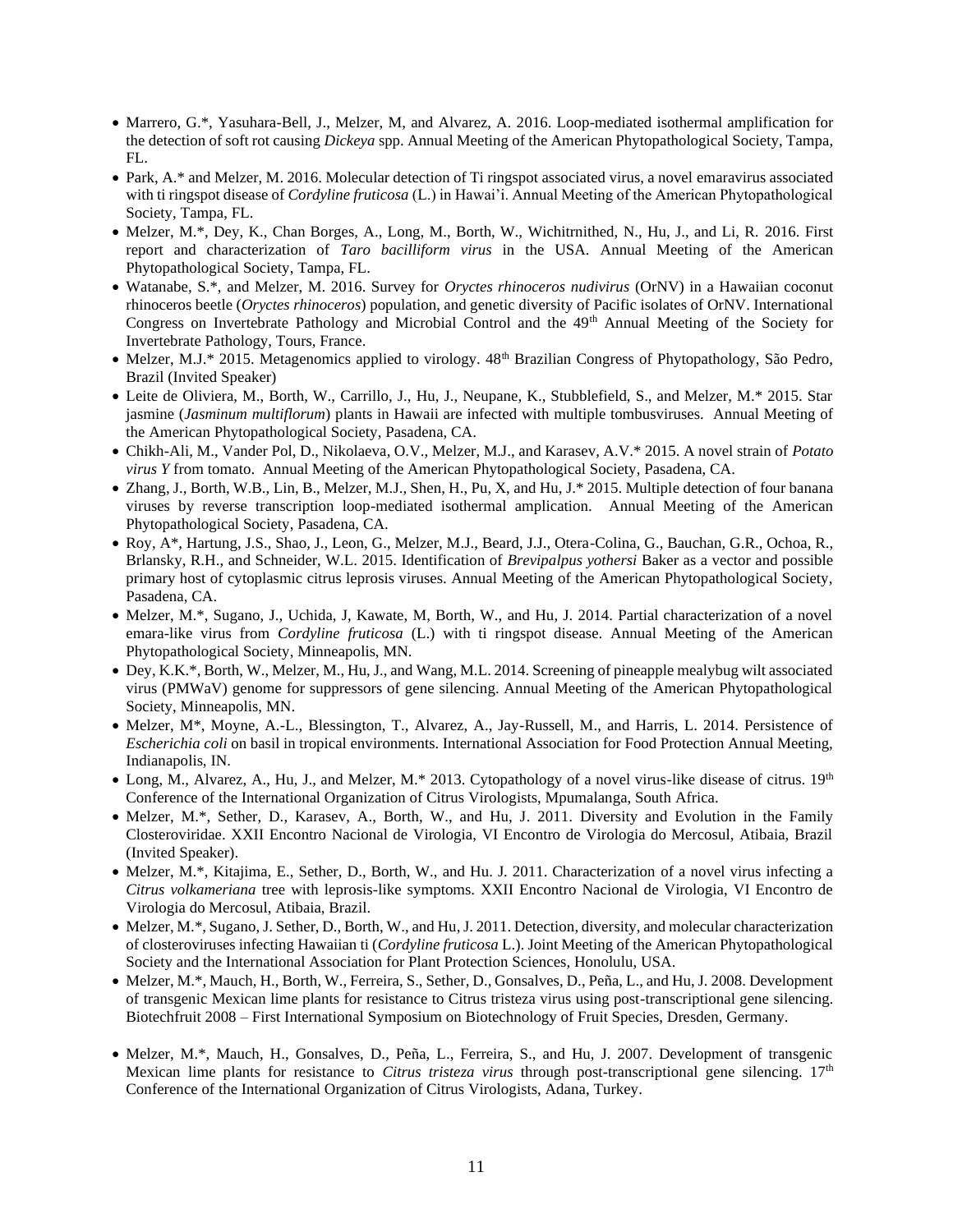- Marrero, G.*, Yasuhara-Bell, J., Melzer, M, and Alvarez, A. 2016. Loop-mediated isothermal amplification for the detection of soft rot causing *Dickeya* spp. Annual Meeting of the American Phytopathological Society, Tampa, FL.
- Park, A.* and Melzer, M. 2016. Molecular detection of Ti ringspot associated virus, a novel emaravirus associated with ti ringspot disease of *Cordyline fruticosa* (L.) in Hawai'i. Annual Meeting of the American Phytopathological Society, Tampa, FL.
- Melzer, M.*, Dey, K., Chan Borges, A., Long, M., Borth, W., Wichitrnithed, N., Hu, J., and Li, R. 2016. First report and characterization of *Taro bacilliform virus* in the USA. Annual Meeting of the American Phytopathological Society, Tampa, FL.
- Watanabe, S.*, and Melzer, M. 2016. Survey for *Oryctes rhinoceros nudivirus* (OrNV) in a Hawaiian coconut rhinoceros beetle (*Oryctes rhinoceros*) population, and genetic diversity of Pacific isolates of OrNV. International Congress on Invertebrate Pathology and Microbial Control and the 49th Annual Meeting of the Society for Invertebrate Pathology, Tours, France.
- Melzer, M.J.* 2015. Metagenomics applied to virology. 48th Brazilian Congress of Phytopathology, São Pedro, Brazil (Invited Speaker)
- Leite de Oliviera, M., Borth, W., Carrillo, J., Hu, J., Neupane, K., Stubblefield, S., and Melzer, M.* 2015. Star jasmine (*Jasminum multiflorum*) plants in Hawaii are infected with multiple tombusviruses. Annual Meeting of the American Phytopathological Society, Pasadena, CA.
- Chikh-Ali, M., Vander Pol, D., Nikolaeva, O.V., Melzer, M.J., and Karasev, A.V.* 2015. A novel strain of *Potato virus Y* from tomato. Annual Meeting of the American Phytopathological Society, Pasadena, CA.
- Zhang, J., Borth, W.B., Lin, B., Melzer, M.J., Shen, H., Pu, X, and Hu, J.* 2015. Multiple detection of four banana viruses by reverse transcription loop-mediated isothermal amplification. Annual Meeting of the American Phytopathological Society, Pasadena, CA.
- Roy, A*, Hartung, J.S., Shao, J., Leon, G., Melzer, M.J., Beard, J.J., Otera-Colina, G., Bauchan, G.R., Ochoa, R., Brlansky, R.H., and Schneider, W.L. 2015. Identification of *Brevipalpus yothersi* Baker as a vector and possible primary host of cytoplasmic citrus leprosis viruses. Annual Meeting of the American Phytopathological Society, Pasadena, CA.
- Melzer, M.*, Sugano, J., Uchida, J, Kawate, M, Borth, W., and Hu, J. 2014. Partial characterization of a novel emara-like virus from *Cordyline fruticosa* (L.) with ti ringspot disease. Annual Meeting of the American Phytopathological Society, Minneapolis, MN.
- Dey, K.K.*, Borth, W., Melzer, M., Hu, J., and Wang, M.L. 2014. Screening of pineapple mealybug wilt associated virus (PMWaV) genome for suppressors of gene silencing. Annual Meeting of the American Phytopathological Society, Minneapolis, MN.
- Melzer, M*, Moyne, A.-L., Blessington, T., Alvarez, A., Jay-Russell, M., and Harris, L. 2014. Persistence of *Escherichia coli* on basil in tropical environments. International Association for Food Protection Annual Meeting, Indianapolis, IN.
- Long, M., Alvarez, A., Hu, J., and Melzer, M.* 2013. Cytopathology of a novel virus-like disease of citrus. 19th Conference of the International Organization of Citrus Virologists, Mpumalanga, South Africa.
- Melzer, M.*, Sether, D., Karasev, A., Borth, W., and Hu, J. 2011. Diversity and Evolution in the Family Closteroviridae. XXII Encontro Nacional de Virologia, VI Encontro de Virologia do Mercosul, Atibaia, Brazil (Invited Speaker).
- Melzer, M.*, Kitajima, E., Sether, D., Borth, W., and Hu. J. 2011. Characterization of a novel virus infecting a *Citrus volkameriana* tree with leprosis-like symptoms. XXII Encontro Nacional de Virologia, VI Encontro de Virologia do Mercosul, Atibaia, Brazil.
- Melzer, M.*, Sugano, J. Sether, D., Borth, W., and Hu, J. 2011. Detection, diversity, and molecular characterization of closteroviruses infecting Hawaiian ti (*Cordyline fruticosa* L.). Joint Meeting of the American Phytopathological Society and the International Association for Plant Protection Sciences, Honolulu, USA.
- Melzer, M.*, Mauch, H., Borth, W., Ferreira, S., Sether, D., Gonsalves, D., Peña, L., and Hu, J. 2008. Development of transgenic Mexican lime plants for resistance to Citrus tristeza virus using post-transcriptional gene silencing. Biotechfruit 2008 – First International Symposium on Biotechnology of Fruit Species, Dresden, Germany.
- Melzer, M.*, Mauch, H., Gonsalves, D., Peña, L., Ferreira, S., and Hu, J. 2007. Development of transgenic Mexican lime plants for resistance to *Citrus tristeza virus* through post-transcriptional gene silencing. 17th Conference of the International Organization of Citrus Virologists, Adana, Turkey.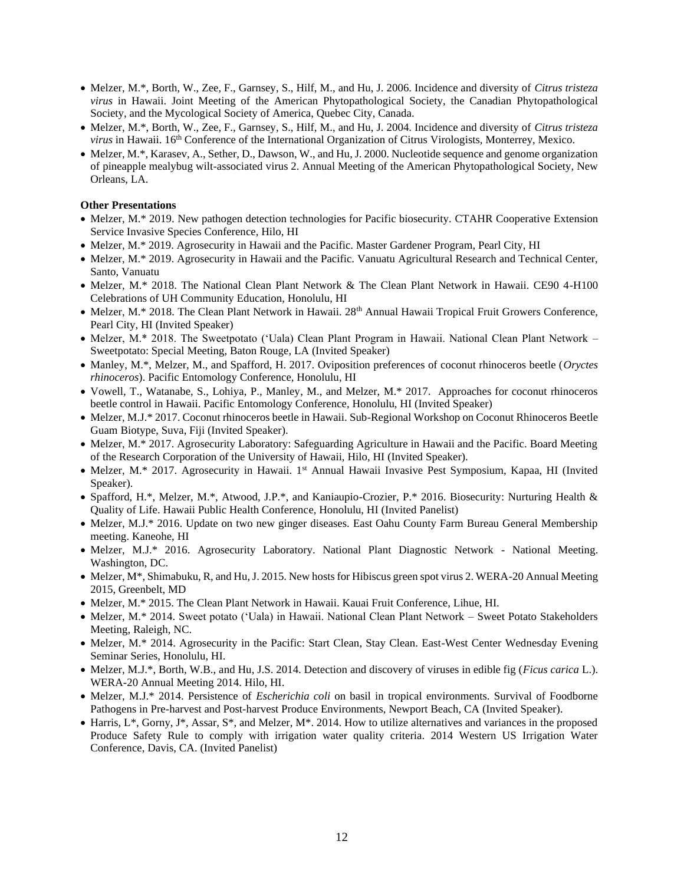- Melzer, M.*, Borth, W., Zee, F., Garnsey, S., Hilf, M., and Hu, J. 2006. Incidence and diversity of *Citrus tristeza virus* in Hawaii. Joint Meeting of the American Phytopathological Society, the Canadian Phytopathological Society, and the Mycological Society of America, Quebec City, Canada.
- Melzer, M.*, Borth, W., Zee, F., Garnsey, S., Hilf, M., and Hu, J. 2004. Incidence and diversity of *Citrus tristeza virus* in Hawaii. 16th Conference of the International Organization of Citrus Virologists, Monterrey, Mexico.
- Melzer, M.*, Karasev, A., Sether, D., Dawson, W., and Hu, J. 2000. Nucleotide sequence and genome organization of pineapple mealybug wilt-associated virus 2. Annual Meeting of the American Phytopathological Society, New Orleans, LA.

**Other Presentations**

- Melzer, M.* 2019. New pathogen detection technologies for Pacific biosecurity. CTAHR Cooperative Extension Service Invasive Species Conference, Hilo, HI
- Melzer, M.* 2019. Agrosecurity in Hawaii and the Pacific. Master Gardener Program, Pearl City, HI
- Melzer, M.* 2019. Agrosecurity in Hawaii and the Pacific. Vanuatu Agricultural Research and Technical Center, Santo, Vanuatu
- Melzer, M.* 2018. The National Clean Plant Network & The Clean Plant Network in Hawaii. CE90 4-H100 Celebrations of UH Community Education, Honolulu, HI
- Melzer, M.* 2018. The Clean Plant Network in Hawaii. 28th Annual Hawaii Tropical Fruit Growers Conference, Pearl City, HI (Invited Speaker)
- Melzer, M.* 2018. The Sweetpotato ('Uala) Clean Plant Program in Hawaii. National Clean Plant Network – Sweetpotato: Special Meeting, Baton Rouge, LA (Invited Speaker)
- Manley, M.*, Melzer, M., and Spafford, H. 2017. Oviposition preferences of coconut rhinoceros beetle (*Oryctes rhinoceros*). Pacific Entomology Conference, Honolulu, HI
- Vowell, T., Watanabe, S., Lohiya, P., Manley, M., and Melzer, M.* 2017. Approaches for coconut rhinoceros beetle control in Hawaii. Pacific Entomology Conference, Honolulu, HI (Invited Speaker)
- Melzer, M.J.* 2017. Coconut rhinoceros beetle in Hawaii. Sub-Regional Workshop on Coconut Rhinoceros Beetle Guam Biotype, Suva, Fiji (Invited Speaker).
- Melzer, M.* 2017. Agrosecurity Laboratory: Safeguarding Agriculture in Hawaii and the Pacific. Board Meeting of the Research Corporation of the University of Hawaii, Hilo, HI (Invited Speaker).
- Melzer, M.* 2017. Agrosecurity in Hawaii. 1st Annual Hawaii Invasive Pest Symposium, Kapaa, HI (Invited Speaker).
- Spafford, H.*, Melzer, M.*, Atwood, J.P.*, and Kaniaupio-Crozier, P.* 2016. Biosecurity: Nurturing Health & Quality of Life. Hawaii Public Health Conference, Honolulu, HI (Invited Panelist)
- Melzer, M.J.* 2016. Update on two new ginger diseases. East Oahu County Farm Bureau General Membership meeting. Kaneohe, HI
- Melzer, M.J.* 2016. Agrosecurity Laboratory. National Plant Diagnostic Network - National Meeting. Washington, DC.
- Melzer, M*, Shimabuku, R, and Hu, J. 2015. New hosts for Hibiscus green spot virus 2. WERA-20 Annual Meeting 2015, Greenbelt, MD
- Melzer, M.* 2015. The Clean Plant Network in Hawaii. Kauai Fruit Conference, Lihue, HI.
- Melzer, M.* 2014. Sweet potato ('Uala) in Hawaii. National Clean Plant Network – Sweet Potato Stakeholders Meeting, Raleigh, NC.
- Melzer, M.* 2014. Agrosecurity in the Pacific: Start Clean, Stay Clean. East-West Center Wednesday Evening Seminar Series, Honolulu, HI.
- Melzer, M.J.*, Borth, W.B., and Hu, J.S. 2014. Detection and discovery of viruses in edible fig (*Ficus carica* L.). WERA-20 Annual Meeting 2014. Hilo, HI.
- Melzer, M.J.* 2014. Persistence of *Escherichia coli* on basil in tropical environments. Survival of Foodborne Pathogens in Pre-harvest and Post-harvest Produce Environments, Newport Beach, CA (Invited Speaker).
- Harris, L*, Gorny, J*, Assar, S*, and Melzer, M*. 2014. How to utilize alternatives and variances in the proposed Produce Safety Rule to comply with irrigation water quality criteria. 2014 Western US Irrigation Water Conference, Davis, CA. (Invited Panelist)